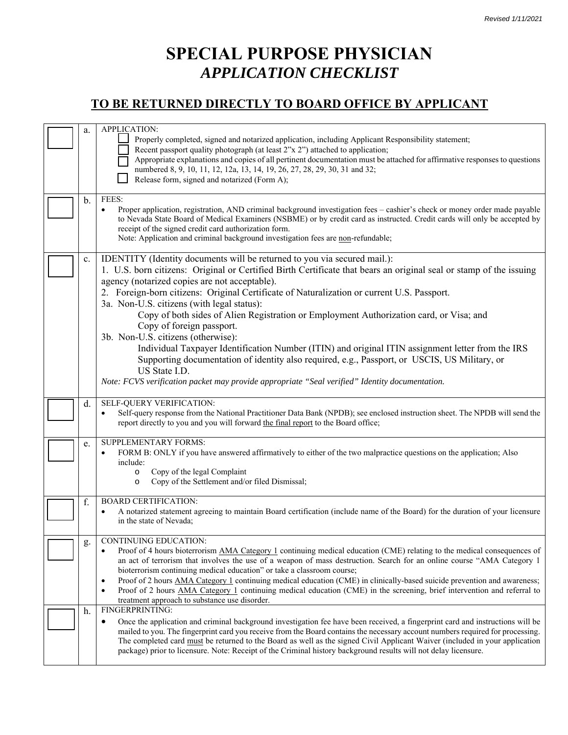Revised 1/11/2021

# SPECIAL PURPOSE PHYSICIAN
## *APPLICATION CHECKLIST*

## TO BE RETURNED DIRECTLY TO BOARD OFFICE BY APPLICANT

| ☐ | | |
|---|---|---|
| ☐ | a. | APPLICATION:<br>☐ Properly completed, signed and notarized application, including Applicant Responsibility statement;<br>☐ Recent passport quality photograph (at least 2"x 2") attached to application;<br>☐ Appropriate explanations and copies of all pertinent documentation must be attached for affirmative responses to questions numbered 8, 9, 10, 11, 12, 12a, 13, 14, 19, 26, 27, 28, 29, 30, 31 and 32;<br>☐ Release form, signed and notarized (Form A); |
| ☐ | b. | FEES:<br>• Proper application, registration, AND criminal background investigation fees – cashier's check or money order made payable to Nevada State Board of Medical Examiners (NSBME) or by credit card as instructed. Credit cards will only be accepted by receipt of the signed credit card authorization form.<br>Note: Application and criminal background investigation fees are non-refundable; |
| ☐ | c. | IDENTITY (Identity documents will be returned to you via secured mail.):<br>1. U.S. born citizens: Original or Certified Birth Certificate that bears an original seal or stamp of the issuing agency (notarized copies are not acceptable).<br>2. Foreign-born citizens: Original Certificate of Naturalization or current U.S. Passport.<br>3a. Non-U.S. citizens (with legal status):<br>Copy of both sides of Alien Registration or Employment Authorization card, or Visa; and<br>Copy of foreign passport.<br>3b. Non-U.S. citizens (otherwise):<br>Individual Taxpayer Identification Number (ITIN) and original ITIN assignment letter from the IRS<br>Supporting documentation of identity also required, e.g., Passport, or USCIS, US Military, or US State I.D.<br>*Note: FCVS verification packet may provide appropriate "Seal verified" Identity documentation.* |
| ☐ | d. | SELF-QUERY VERIFICATION:<br>• Self-query response from the National Practitioner Data Bank (NPDB); see enclosed instruction sheet. The NPDB will send the report directly to you and you will forward the final report to the Board office; |
| ☐ | e. | SUPPLEMENTARY FORMS:<br>• FORM B: ONLY if you have answered affirmatively to either of the two malpractice questions on the application; Also include:<br>o Copy of the legal Complaint<br>o Copy of the Settlement and/or filed Dismissal; |
| ☐ | f. | BOARD CERTIFICATION:<br>• A notarized statement agreeing to maintain Board certification (include name of the Board) for the duration of your licensure in the state of Nevada; |
| ☐ | g. | CONTINUING EDUCATION:<br>• Proof of 4 hours bioterrorism AMA Category 1 continuing medical education (CME) relating to the medical consequences of an act of terrorism that involves the use of a weapon of mass destruction. Search for an online course "AMA Category 1 bioterrorism continuing medical education" or take a classroom course;<br>• Proof of 2 hours AMA Category 1 continuing medical education (CME) in clinically-based suicide prevention and awareness;<br>• Proof of 2 hours AMA Category 1 continuing medical education (CME) in the screening, brief intervention and referral to treatment approach to substance use disorder. |
| ☐ | h. | FINGERPRINTING:<br>• Once the application and criminal background investigation fee have been received, a fingerprint card and instructions will be mailed to you. The fingerprint card you receive from the Board contains the necessary account numbers required for processing. The completed card must be returned to the Board as well as the signed Civil Applicant Waiver (included in your application package) prior to licensure. Note: Receipt of the Criminal history background results will not delay licensure. |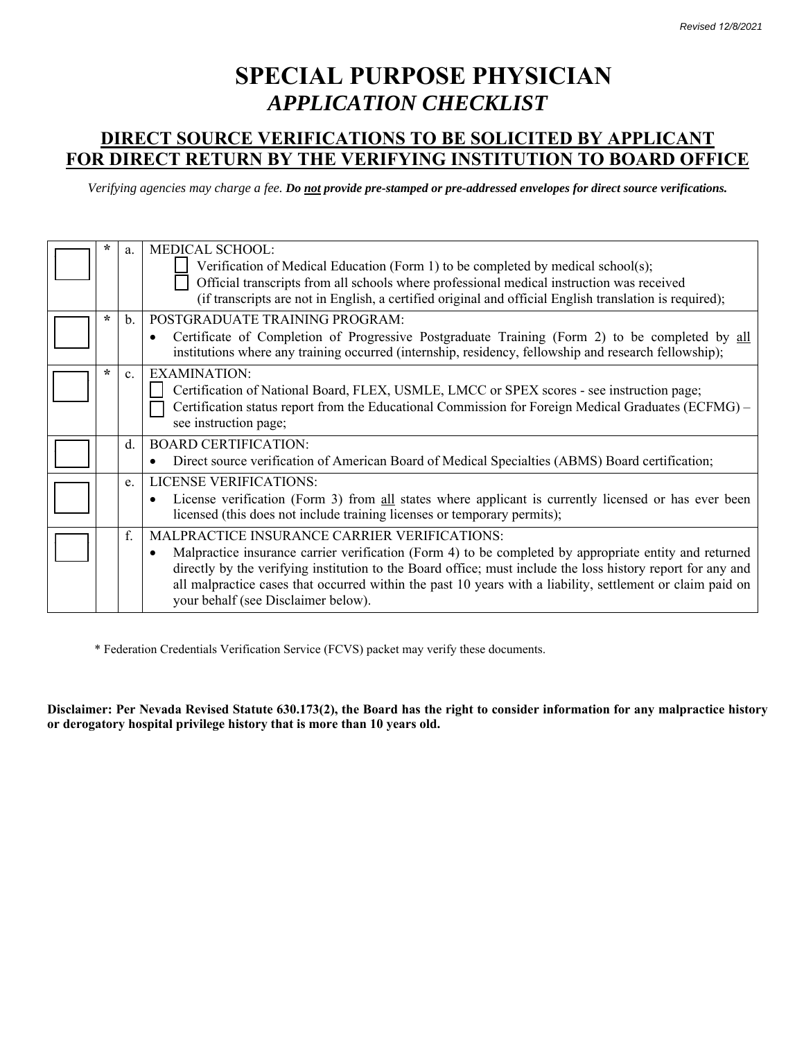# SPECIAL PURPOSE PHYSICIAN
## *APPLICATION CHECKLIST*

## DIRECT SOURCE VERIFICATIONS TO BE SOLICITED BY APPLICANT FOR DIRECT RETURN BY THE VERIFYING INSTITUTION TO BOARD OFFICE

*Verifying agencies may charge a fee.* ***Do not provide pre-stamped or pre-addressed envelopes for direct source verifications.***

| | | | |
|---|---|---|---|
| ☐ | * | a. | MEDICAL SCHOOL:<br>☐ Verification of Medical Education (Form 1) to be completed by medical school(s);<br>☐ Official transcripts from all schools where professional medical instruction was received (if transcripts are not in English, a certified original and official English translation is required); |
| ☐ | * | b. | POSTGRADUATE TRAINING PROGRAM:<br>• Certificate of Completion of Progressive Postgraduate Training (Form 2) to be completed by all institutions where any training occurred (internship, residency, fellowship and research fellowship); |
| ☐ | * | c. | EXAMINATION:<br>☐ Certification of National Board, FLEX, USMLE, LMCC or SPEX scores - see instruction page;<br>☐ Certification status report from the Educational Commission for Foreign Medical Graduates (ECFMG) – see instruction page; |
| ☐ | | d. | BOARD CERTIFICATION:<br>• Direct source verification of American Board of Medical Specialties (ABMS) Board certification; |
| ☐ | | e. | LICENSE VERIFICATIONS:<br>• License verification (Form 3) from all states where applicant is currently licensed or has ever been licensed (this does not include training licenses or temporary permits); |
| ☐ | | f. | MALPRACTICE INSURANCE CARRIER VERIFICATIONS:<br>• Malpractice insurance carrier verification (Form 4) to be completed by appropriate entity and returned directly by the verifying institution to the Board office; must include the loss history report for any and all malpractice cases that occurred within the past 10 years with a liability, settlement or claim paid on your behalf (see Disclaimer below). |

* Federation Credentials Verification Service (FCVS) packet may verify these documents.

**Disclaimer: Per Nevada Revised Statute 630.173(2), the Board has the right to consider information for any malpractice history or derogatory hospital privilege history that is more than 10 years old.**